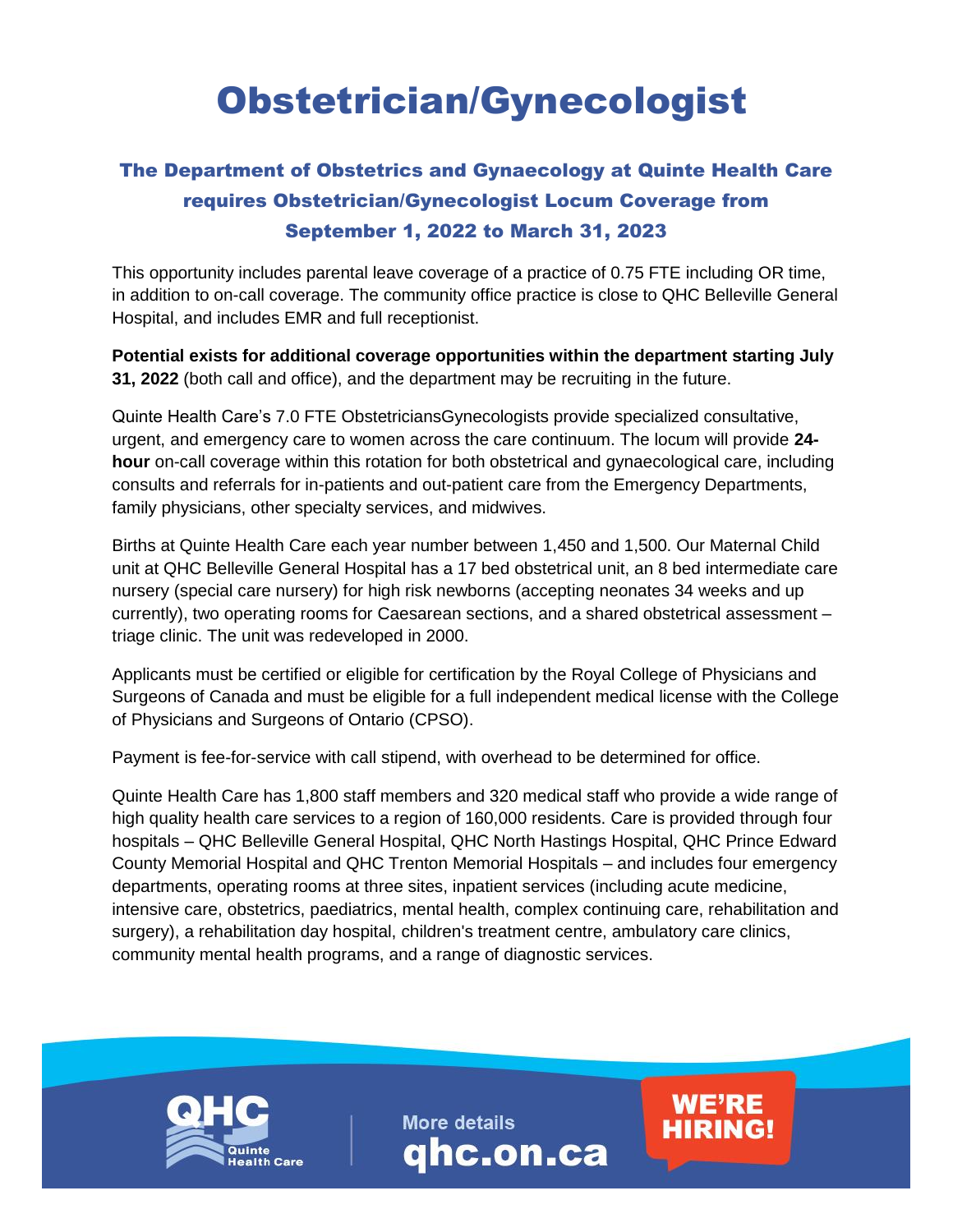# Obstetrician/Gynecologist

## The Department of Obstetrics and Gynaecology at Quinte Health Care requires Obstetrician/Gynecologist Locum Coverage from September 1, 2022 to March 31, 2023

This opportunity includes parental leave coverage of a practice of 0.75 FTE including OR time, in addition to on-call coverage. The community office practice is close to QHC Belleville General Hospital, and includes EMR and full receptionist.

**Potential exists for additional coverage opportunities within the department starting July 31, 2022** (both call and office), and the department may be recruiting in the future.

Quinte Health Care's 7.0 FTE ObstetriciansGynecologists provide specialized consultative, urgent, and emergency care to women across the care continuum. The locum will provide **24-hour** on-call coverage within this rotation for both obstetrical and gynaecological care, including consults and referrals for in-patients and out-patient care from the Emergency Departments, family physicians, other specialty services, and midwives.

Births at Quinte Health Care each year number between 1,450 and 1,500. Our Maternal Child unit at QHC Belleville General Hospital has a 17 bed obstetrical unit, an 8 bed intermediate care nursery (special care nursery) for high risk newborns (accepting neonates 34 weeks and up currently), two operating rooms for Caesarean sections, and a shared obstetrical assessment – triage clinic. The unit was redeveloped in 2000.

Applicants must be certified or eligible for certification by the Royal College of Physicians and Surgeons of Canada and must be eligible for a full independent medical license with the College of Physicians and Surgeons of Ontario (CPSO).

Payment is fee-for-service with call stipend, with overhead to be determined for office.

Quinte Health Care has 1,800 staff members and 320 medical staff who provide a wide range of high quality health care services to a region of 160,000 residents. Care is provided through four hospitals – QHC Belleville General Hospital, QHC North Hastings Hospital, QHC Prince Edward County Memorial Hospital and QHC Trenton Memorial Hospitals – and includes four emergency departments, operating rooms at three sites, inpatient services (including acute medicine, intensive care, obstetrics, paediatrics, mental health, complex continuing care, rehabilitation and surgery), a rehabilitation day hospital, children's treatment centre, ambulatory care clinics, community mental health programs, and a range of diagnostic services.

QHC Quinte Health Care

More details
**qhc.on.ca**

**WE'RE HIRING!**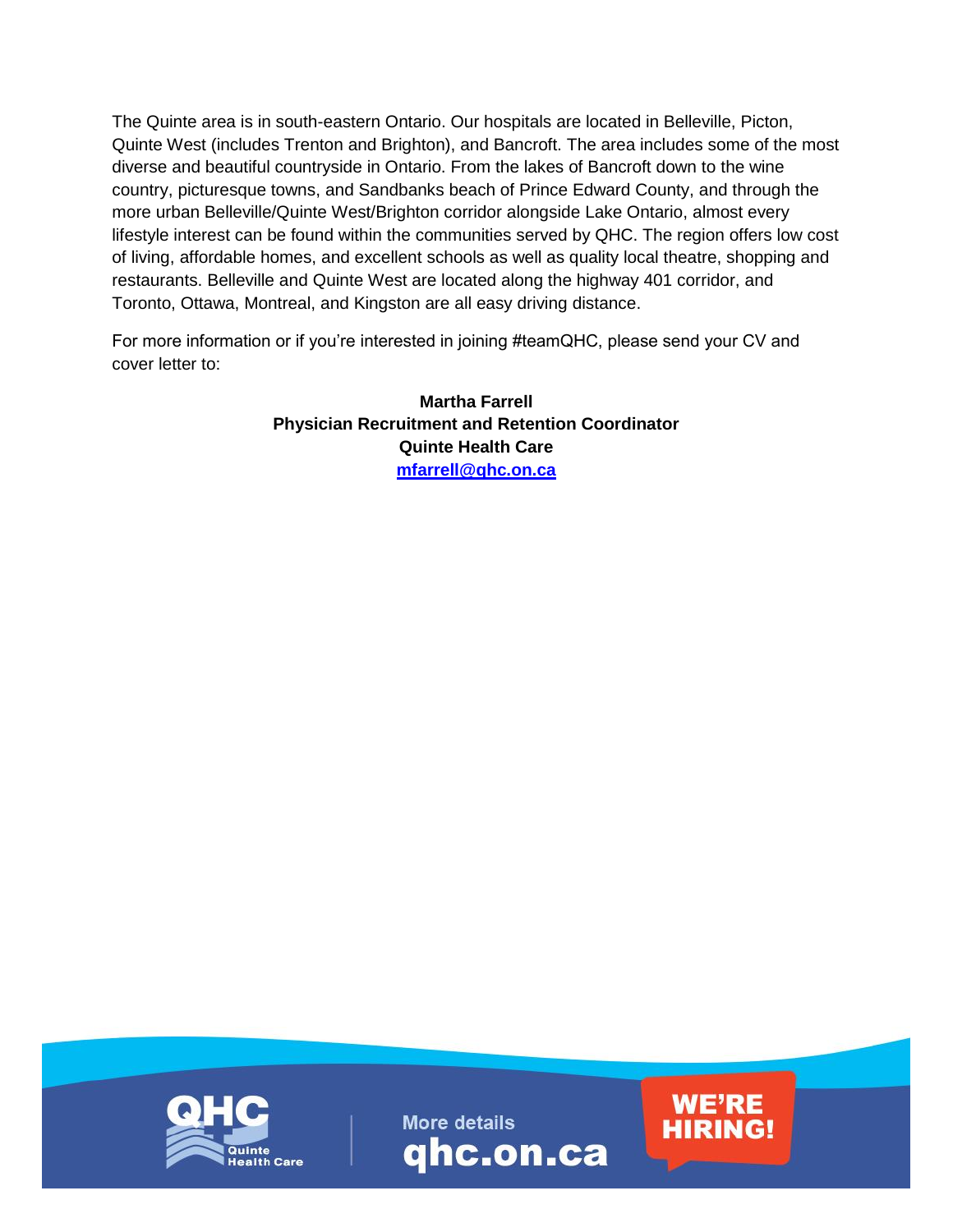The Quinte area is in south-eastern Ontario. Our hospitals are located in Belleville, Picton, Quinte West (includes Trenton and Brighton), and Bancroft. The area includes some of the most diverse and beautiful countryside in Ontario. From the lakes of Bancroft down to the wine country, picturesque towns, and Sandbanks beach of Prince Edward County, and through the more urban Belleville/Quinte West/Brighton corridor alongside Lake Ontario, almost every lifestyle interest can be found within the communities served by QHC. The region offers low cost of living, affordable homes, and excellent schools as well as quality local theatre, shopping and restaurants. Belleville and Quinte West are located along the highway 401 corridor, and Toronto, Ottawa, Montreal, and Kingston are all easy driving distance.

For more information or if you're interested in joining #teamQHC, please send your CV and cover letter to:

**Martha Farrell**
**Physician Recruitment and Retention Coordinator**
**Quinte Health Care**
**mfarrell@qhc.on.ca**

QHC Quinte Health Care

More details
qhc.on.ca

WE'RE HIRING!